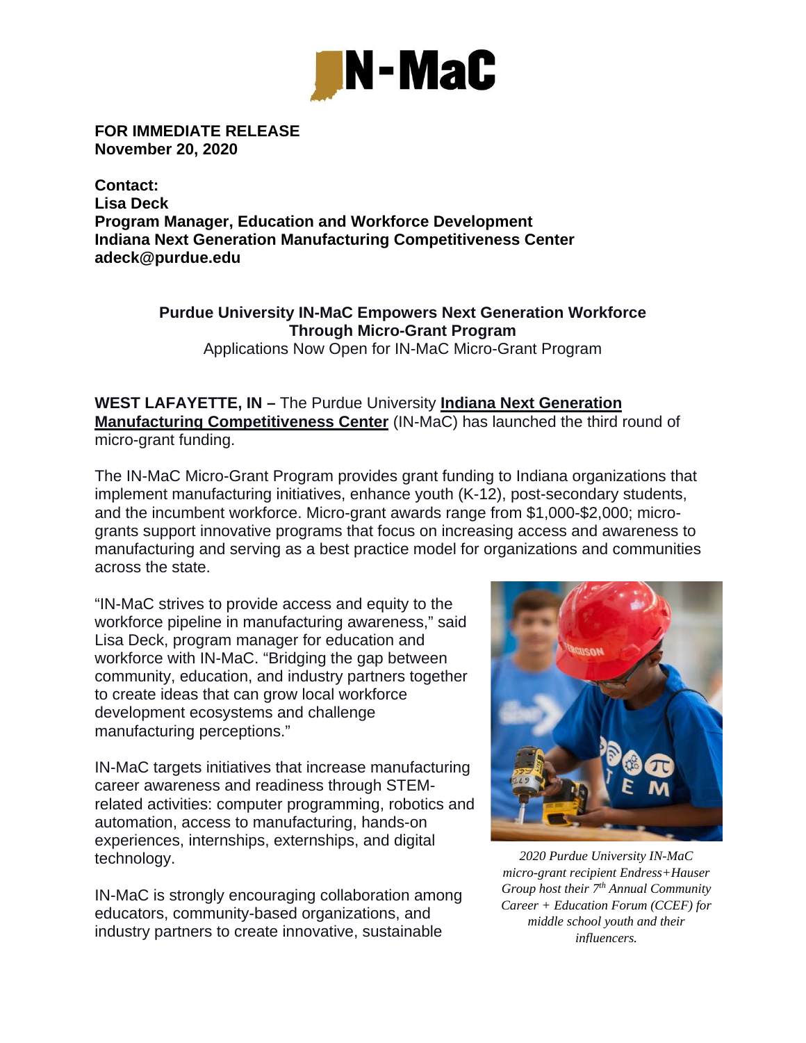**FOR IMMEDIATE RELEASE**
**November 20, 2020**

**Contact:**
**Lisa Deck**
**Program Manager, Education and Workforce Development**
**Indiana Next Generation Manufacturing Competitiveness Center**
**adeck@purdue.edu**

**Purdue University IN-MaC Empowers Next Generation Workforce Through Micro-Grant Program**

Applications Now Open for IN-MaC Micro-Grant Program

**WEST LAFAYETTE, IN –** The Purdue University **Indiana Next Generation Manufacturing Competitiveness Center** (IN-MaC) has launched the third round of micro-grant funding.

The IN-MaC Micro-Grant Program provides grant funding to Indiana organizations that implement manufacturing initiatives, enhance youth (K-12), post-secondary students, and the incumbent workforce. Micro-grant awards range from $1,000-$2,000; micro-grants support innovative programs that focus on increasing access and awareness to manufacturing and serving as a best practice model for organizations and communities across the state.

"IN-MaC strives to provide access and equity to the workforce pipeline in manufacturing awareness," said Lisa Deck, program manager for education and workforce with IN-MaC. "Bridging the gap between community, education, and industry partners together to create ideas that can grow local workforce development ecosystems and challenge manufacturing perceptions."

*2020 Purdue University IN-MaC micro-grant recipient Endress+Hauser Group host their 7th Annual Community Career + Education Forum (CCEF) for middle school youth and their influencers.*

IN-MaC targets initiatives that increase manufacturing career awareness and readiness through STEM-related activities: computer programming, robotics and automation, access to manufacturing, hands-on experiences, internships, externships, and digital technology.

IN-MaC is strongly encouraging collaboration among educators, community-based organizations, and industry partners to create innovative, sustainable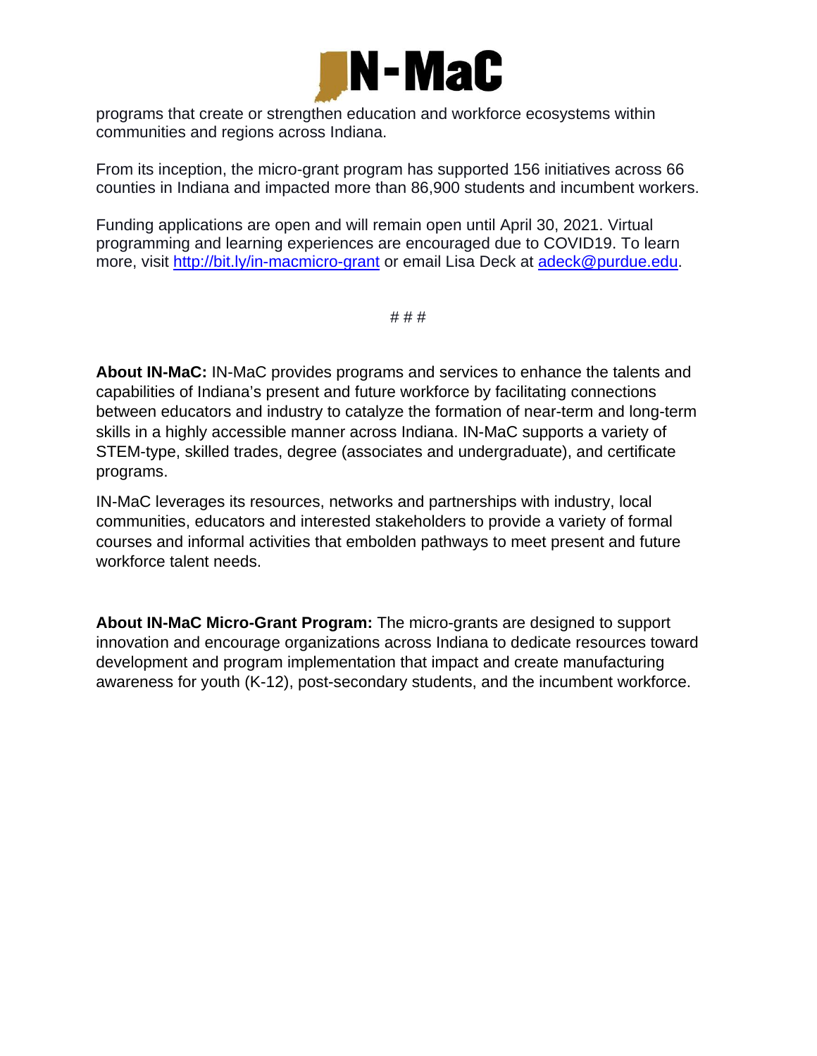programs that create or strengthen education and workforce ecosystems within communities and regions across Indiana.

From its inception, the micro-grant program has supported 156 initiatives across 66 counties in Indiana and impacted more than 86,900 students and incumbent workers.

Funding applications are open and will remain open until April 30, 2021. Virtual programming and learning experiences are encouraged due to COVID19. To learn more, visit [http://bit.ly/in-macmicro-grant](http://bit.ly/in-macmicro-grant) or email Lisa Deck at [adeck@purdue.edu](mailto:adeck@purdue.edu).

# # #

**About IN-MaC:** IN-MaC provides programs and services to enhance the talents and capabilities of Indiana's present and future workforce by facilitating connections between educators and industry to catalyze the formation of near-term and long-term skills in a highly accessible manner across Indiana. IN-MaC supports a variety of STEM-type, skilled trades, degree (associates and undergraduate), and certificate programs.

IN-MaC leverages its resources, networks and partnerships with industry, local communities, educators and interested stakeholders to provide a variety of formal courses and informal activities that embolden pathways to meet present and future workforce talent needs.

**About IN-MaC Micro-Grant Program:** The micro-grants are designed to support innovation and encourage organizations across Indiana to dedicate resources toward development and program implementation that impact and create manufacturing awareness for youth (K-12), post-secondary students, and the incumbent workforce.